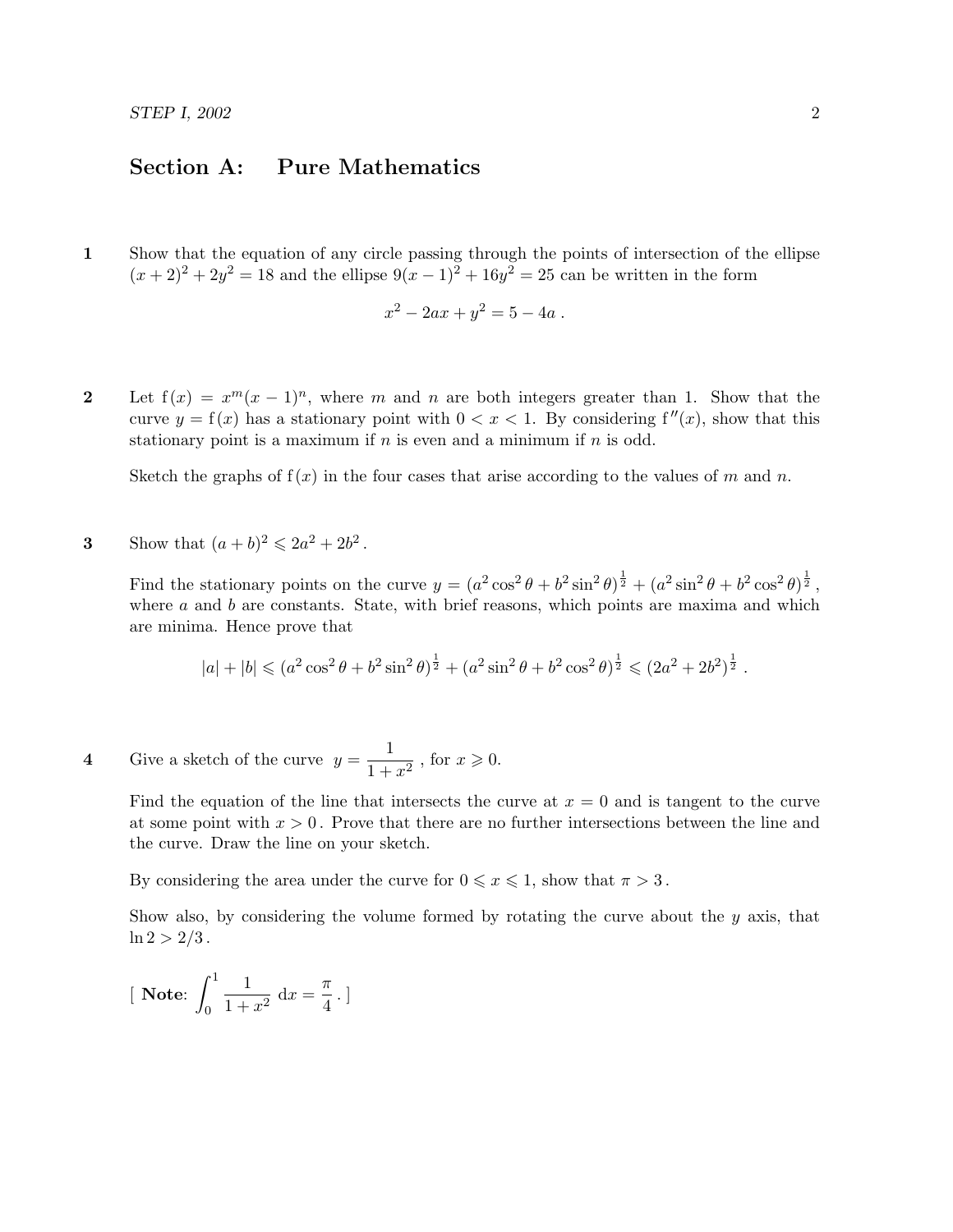## Section A: Pure Mathematics

**1** Show that the equation of any circle passing through the points of intersection of the ellipse $(x+2)^2 + 2y^2 = 18$ and the ellipse $9(x-1)^2 + 16y^2 = 25$ can be written in the form

$$x^2 - 2ax + y^2 = 5 - 4a\ .$$

**2** Let $\mathrm{f}(x) = x^m(x-1)^n$, where $m$ and $n$ are both integers greater than 1. Show that the curve $y = \mathrm{f}(x)$ has a stationary point with $0 < x < 1$. By considering $\mathrm{f}''(x)$, show that this stationary point is a maximum if $n$ is even and a minimum if $n$ is odd.

Sketch the graphs of $\mathrm{f}(x)$ in the four cases that arise according to the values of $m$ and $n$.

**3** Show that $(a+b)^2 \leqslant 2a^2 + 2b^2$.

Find the stationary points on the curve $y = (a^2\cos^2\theta + b^2\sin^2\theta)^{\frac{1}{2}} + (a^2\sin^2\theta + b^2\cos^2\theta)^{\frac{1}{2}}$, where $a$ and $b$ are constants. State, with brief reasons, which points are maxima and which are minima. Hence prove that

$$|a| + |b| \leqslant (a^2\cos^2\theta + b^2\sin^2\theta)^{\frac{1}{2}} + (a^2\sin^2\theta + b^2\cos^2\theta)^{\frac{1}{2}} \leqslant (2a^2 + 2b^2)^{\frac{1}{2}}\ .$$

**4** Give a sketch of the curve $y = \dfrac{1}{1+x^2}$, for $x \geqslant 0$.

Find the equation of the line that intersects the curve at $x = 0$ and is tangent to the curve at some point with $x > 0$. Prove that there are no further intersections between the line and the curve. Draw the line on your sketch.

By considering the area under the curve for $0 \leqslant x \leqslant 1$, show that $\pi > 3$.

Show also, by considering the volume formed by rotating the curve about the $y$ axis, that $\ln 2 > 2/3$.

[ **Note**: $\displaystyle\int_0^1 \frac{1}{1+x^2}\,\mathrm{d}x = \frac{\pi}{4}$. ]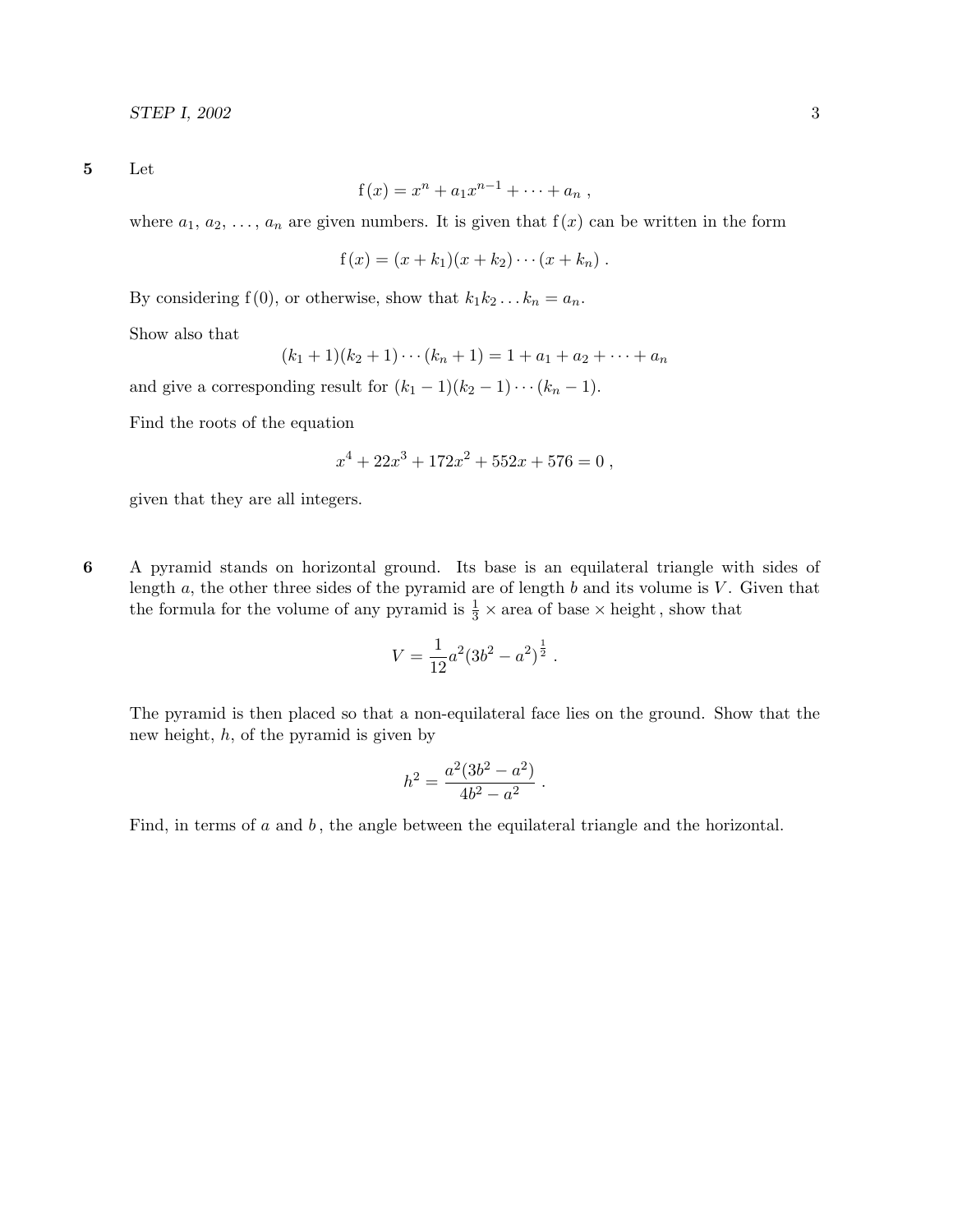**5** Let

$$\mathrm{f}(x) = x^n + a_1 x^{n-1} + \cdots + a_n \, ,$$

where $a_1, a_2, \ldots, a_n$ are given numbers. It is given that $\mathrm{f}(x)$ can be written in the form

$$\mathrm{f}(x) = (x + k_1)(x + k_2) \cdots (x + k_n) \, .$$

By considering $\mathrm{f}(0)$, or otherwise, show that $k_1 k_2 \ldots k_n = a_n$.

Show also that

$$(k_1 + 1)(k_2 + 1) \cdots (k_n + 1) = 1 + a_1 + a_2 + \cdots + a_n$$

and give a corresponding result for $(k_1 - 1)(k_2 - 1) \cdots (k_n - 1)$.

Find the roots of the equation

$$x^4 + 22x^3 + 172x^2 + 552x + 576 = 0 \, ,$$

given that they are all integers.

**6** A pyramid stands on horizontal ground. Its base is an equilateral triangle with sides of length $a$, the other three sides of the pyramid are of length $b$ and its volume is $V$. Given that the formula for the volume of any pyramid is $\frac{1}{3} \times$ area of base $\times$ height, show that

$$V = \frac{1}{12} a^2 (3b^2 - a^2)^{\frac{1}{2}} \, .$$

The pyramid is then placed so that a non-equilateral face lies on the ground. Show that the new height, $h$, of the pyramid is given by

$$h^2 = \frac{a^2(3b^2 - a^2)}{4b^2 - a^2} \, .$$

Find, in terms of $a$ and $b$, the angle between the equilateral triangle and the horizontal.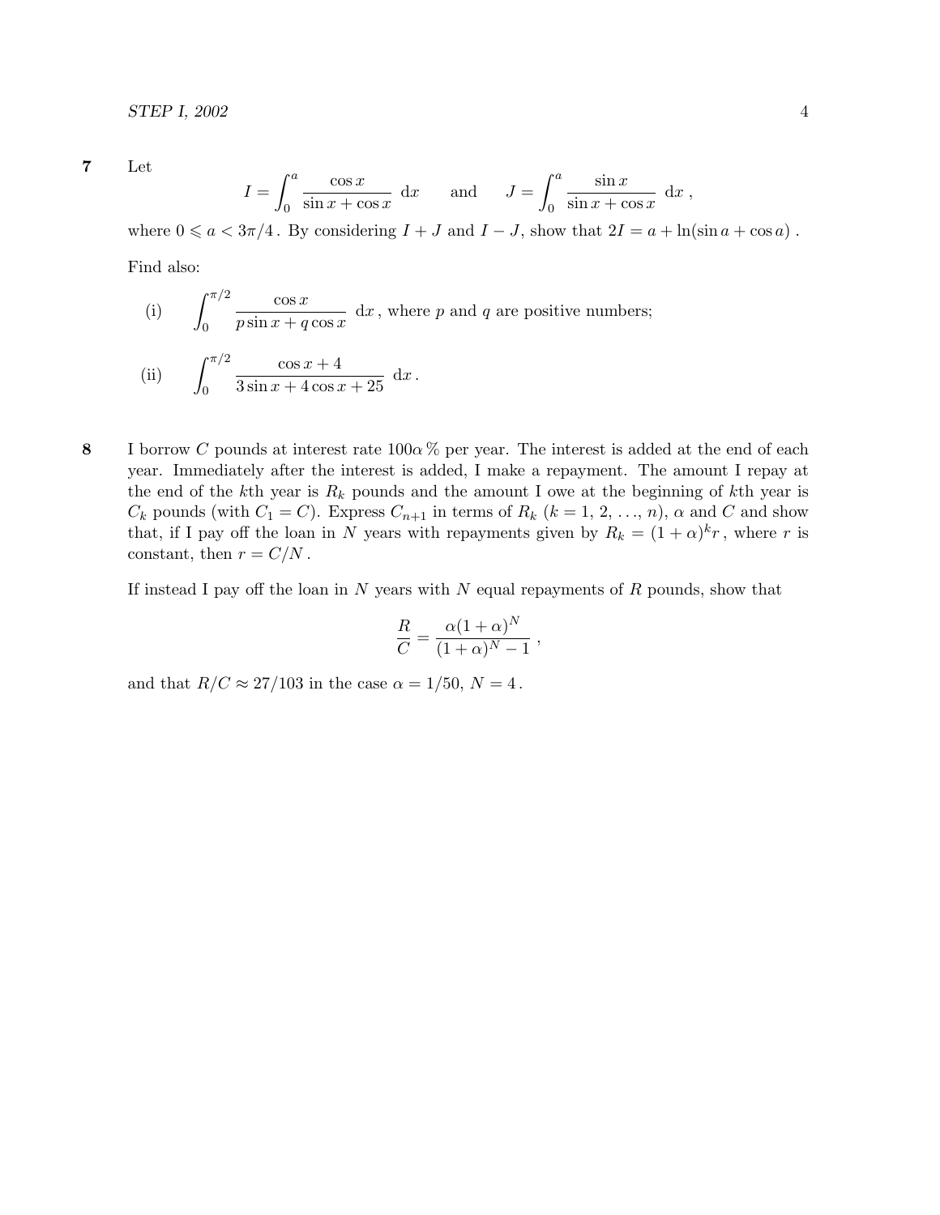**7** Let

$$I = \int_0^a \frac{\cos x}{\sin x + \cos x}\ \mathrm{d}x \qquad \text{and} \qquad J = \int_0^a \frac{\sin x}{\sin x + \cos x}\ \mathrm{d}x\ ,$$

where $0 \leqslant a < 3\pi/4$. By considering $I + J$ and $I - J$, show that $2I = a + \ln(\sin a + \cos a)$.

Find also:

(i) $\displaystyle\int_0^{\pi/2} \frac{\cos x}{p \sin x + q \cos x}\ \mathrm{d}x$, where $p$ and $q$ are positive numbers;

(ii) $\displaystyle\int_0^{\pi/2} \frac{\cos x + 4}{3 \sin x + 4 \cos x + 25}\ \mathrm{d}x$.

**8** I borrow $C$ pounds at interest rate $100\alpha\,\%$ per year. The interest is added at the end of each year. Immediately after the interest is added, I make a repayment. The amount I repay at the end of the $k$th year is $R_k$ pounds and the amount I owe at the beginning of $k$th year is $C_k$ pounds (with $C_1 = C$). Express $C_{n+1}$ in terms of $R_k$ ($k = 1, 2, \ldots, n$), $\alpha$ and $C$ and show that, if I pay off the loan in $N$ years with repayments given by $R_k = (1 + \alpha)^k r$, where $r$ is constant, then $r = C/N$.

If instead I pay off the loan in $N$ years with $N$ equal repayments of $R$ pounds, show that

$$\frac{R}{C} = \frac{\alpha(1+\alpha)^N}{(1+\alpha)^N - 1}\ ,$$

and that $R/C \approx 27/103$ in the case $\alpha = 1/50$, $N = 4$.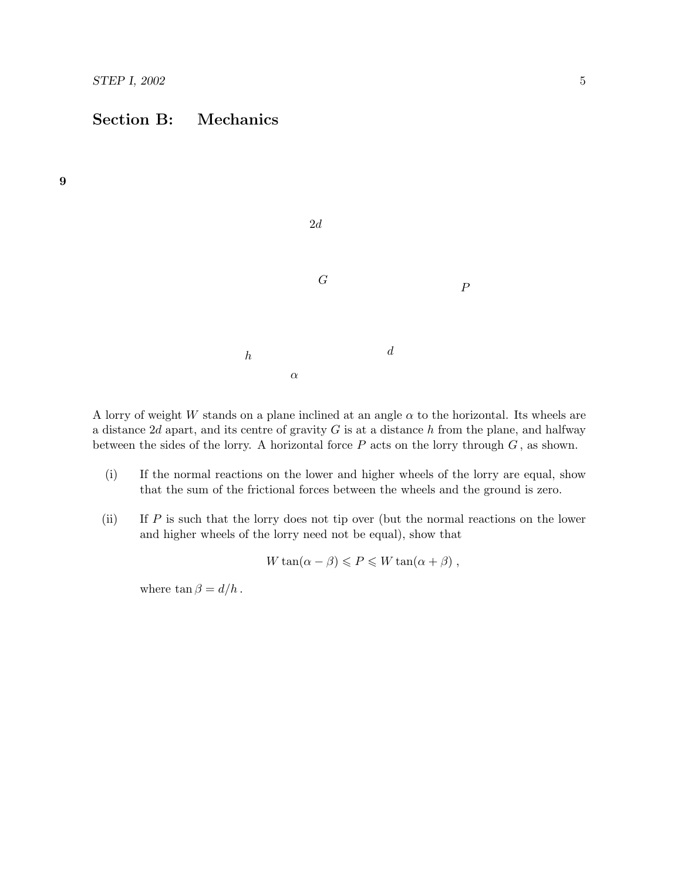## Section B: Mechanics

**9**

$2d$

$G$ $P$

$h$ $d$

$\alpha$

A lorry of weight $W$ stands on a plane inclined at an angle $\alpha$ to the horizontal. Its wheels are a distance $2d$ apart, and its centre of gravity $G$ is at a distance $h$ from the plane, and halfway between the sides of the lorry. A horizontal force $P$ acts on the lorry through $G$, as shown.

(i) If the normal reactions on the lower and higher wheels of the lorry are equal, show that the sum of the frictional forces between the wheels and the ground is zero.

(ii) If $P$ is such that the lorry does not tip over (but the normal reactions on the lower and higher wheels of the lorry need not be equal), show that

$$W\tan(\alpha - \beta) \leqslant P \leqslant W\tan(\alpha + \beta)\,,$$

where $\tan\beta = d/h$.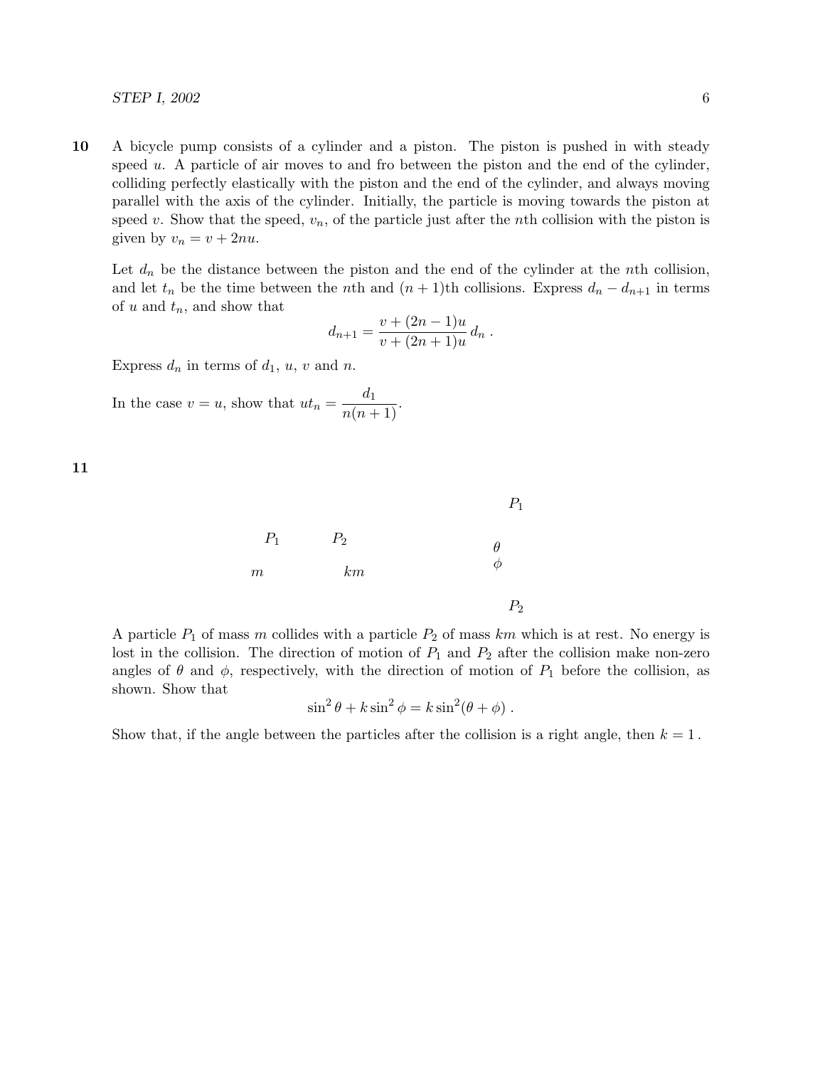**10** A bicycle pump consists of a cylinder and a piston. The piston is pushed in with steady speed $u$. A particle of air moves to and fro between the piston and the end of the cylinder, colliding perfectly elastically with the piston and the end of the cylinder, and always moving parallel with the axis of the cylinder. Initially, the particle is moving towards the piston at speed $v$. Show that the speed, $v_n$, of the particle just after the $n$th collision with the piston is given by $v_n = v + 2nu$.

Let $d_n$ be the distance between the piston and the end of the cylinder at the $n$th collision, and let $t_n$ be the time between the $n$th and $(n+1)$th collisions. Express $d_n - d_{n+1}$ in terms of $u$ and $t_n$, and show that

$$d_{n+1} = \frac{v + (2n-1)u}{v + (2n+1)u} \, d_n \, .$$

Express $d_n$ in terms of $d_1$, $u$, $v$ and $n$.

In the case $v = u$, show that $ut_n = \dfrac{d_1}{n(n+1)}$.

**11**

$P_1$ $P_2$

$m$ $km$

$P_1$

$\theta$

$\phi$

$P_2$

A particle $P_1$ of mass $m$ collides with a particle $P_2$ of mass $km$ which is at rest. No energy is lost in the collision. The direction of motion of $P_1$ and $P_2$ after the collision make non-zero angles of $\theta$ and $\phi$, respectively, with the direction of motion of $P_1$ before the collision, as shown. Show that

$$\sin^2\theta + k\sin^2\phi = k\sin^2(\theta + \phi) \, .$$

Show that, if the angle between the particles after the collision is a right angle, then $k = 1$.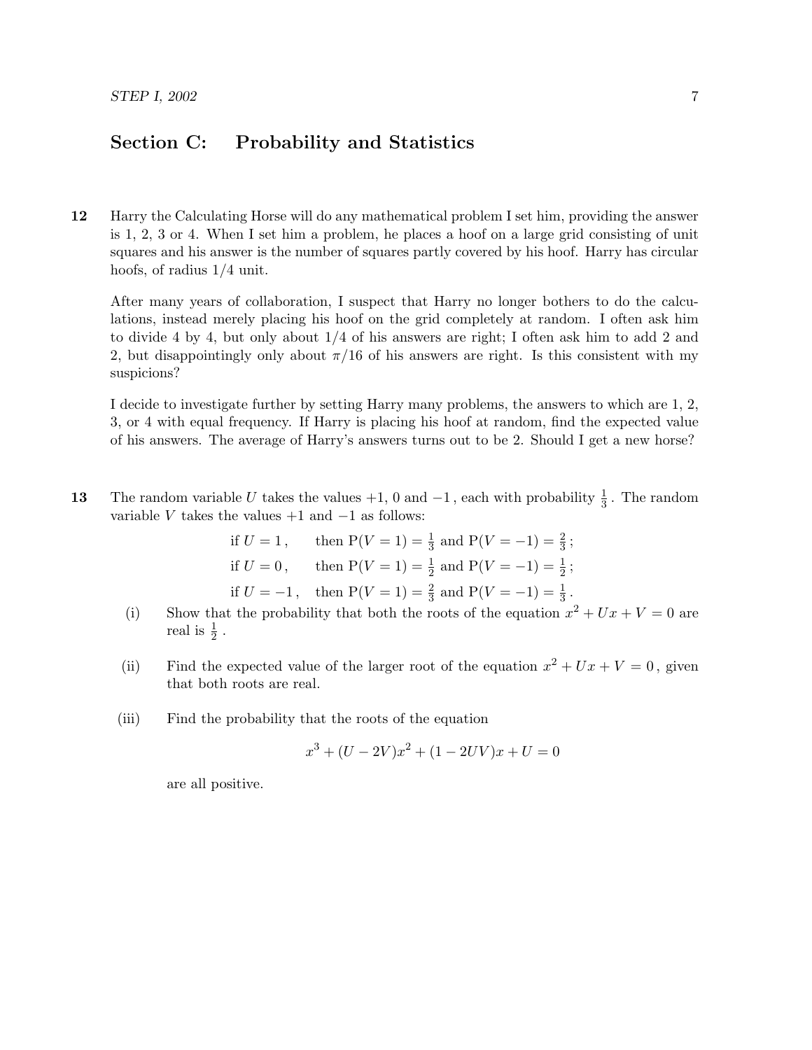## Section C: Probability and Statistics

**12** Harry the Calculating Horse will do any mathematical problem I set him, providing the answer is 1, 2, 3 or 4. When I set him a problem, he places a hoof on a large grid consisting of unit squares and his answer is the number of squares partly covered by his hoof. Harry has circular hoofs, of radius 1/4 unit.

After many years of collaboration, I suspect that Harry no longer bothers to do the calculations, instead merely placing his hoof on the grid completely at random. I often ask him to divide 4 by 4, but only about 1/4 of his answers are right; I often ask him to add 2 and 2, but disappointingly only about $\pi/16$ of his answers are right. Is this consistent with my suspicions?

I decide to investigate further by setting Harry many problems, the answers to which are 1, 2, 3, or 4 with equal frequency. If Harry is placing his hoof at random, find the expected value of his answers. The average of Harry's answers turns out to be 2. Should I get a new horse?

**13** The random variable $U$ takes the values $+1$, 0 and $-1$, each with probability $\frac{1}{3}$. The random variable $V$ takes the values $+1$ and $-1$ as follows:

$$\begin{aligned}
&\text{if } U = 1, \quad \text{then } \mathrm{P}(V=1) = \tfrac{1}{3} \text{ and } \mathrm{P}(V=-1) = \tfrac{2}{3}\,;\\
&\text{if } U = 0, \quad \text{then } \mathrm{P}(V=1) = \tfrac{1}{2} \text{ and } \mathrm{P}(V=-1) = \tfrac{1}{2}\,;\\
&\text{if } U = -1, \quad \text{then } \mathrm{P}(V=1) = \tfrac{2}{3} \text{ and } \mathrm{P}(V=-1) = \tfrac{1}{3}\,.
\end{aligned}$$

(i) Show that the probability that both the roots of the equation $x^2 + Ux + V = 0$ are real is $\frac{1}{2}$.

(ii) Find the expected value of the larger root of the equation $x^2 + Ux + V = 0$, given that both roots are real.

(iii) Find the probability that the roots of the equation

$$x^3 + (U - 2V)x^2 + (1 - 2UV)x + U = 0$$

are all positive.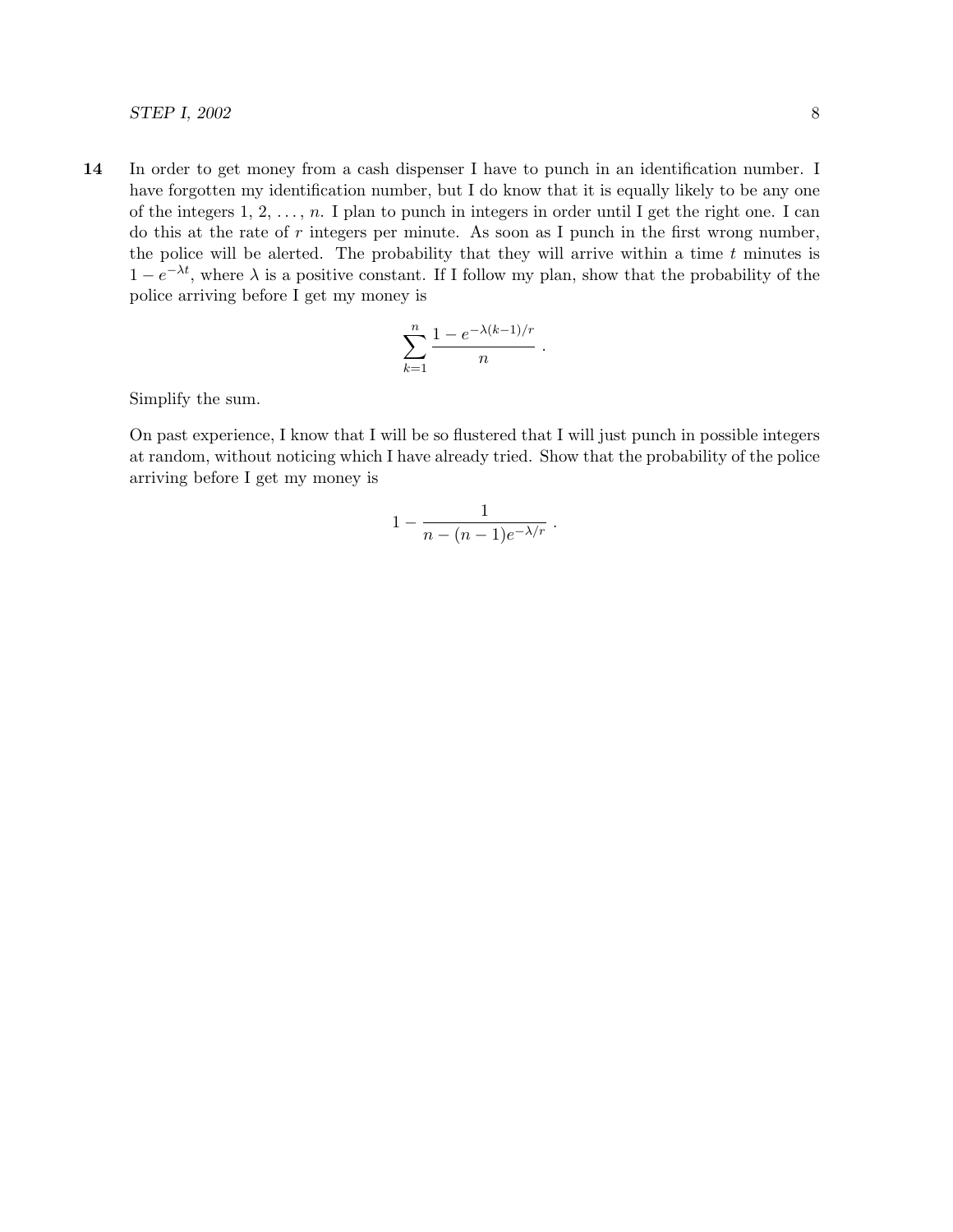**14** In order to get money from a cash dispenser I have to punch in an identification number. I have forgotten my identification number, but I do know that it is equally likely to be any one of the integers $1, 2, \ldots, n$. I plan to punch in integers in order until I get the right one. I can do this at the rate of $r$ integers per minute. As soon as I punch in the first wrong number, the police will be alerted. The probability that they will arrive within a time $t$ minutes is $1 - e^{-\lambda t}$, where $\lambda$ is a positive constant. If I follow my plan, show that the probability of the police arriving before I get my money is

$$\sum_{k=1}^{n} \frac{1 - e^{-\lambda(k-1)/r}}{n} \ .$$

Simplify the sum.

On past experience, I know that I will be so flustered that I will just punch in possible integers at random, without noticing which I have already tried. Show that the probability of the police arriving before I get my money is

$$1 - \frac{1}{n - (n-1)e^{-\lambda/r}} \ .$$